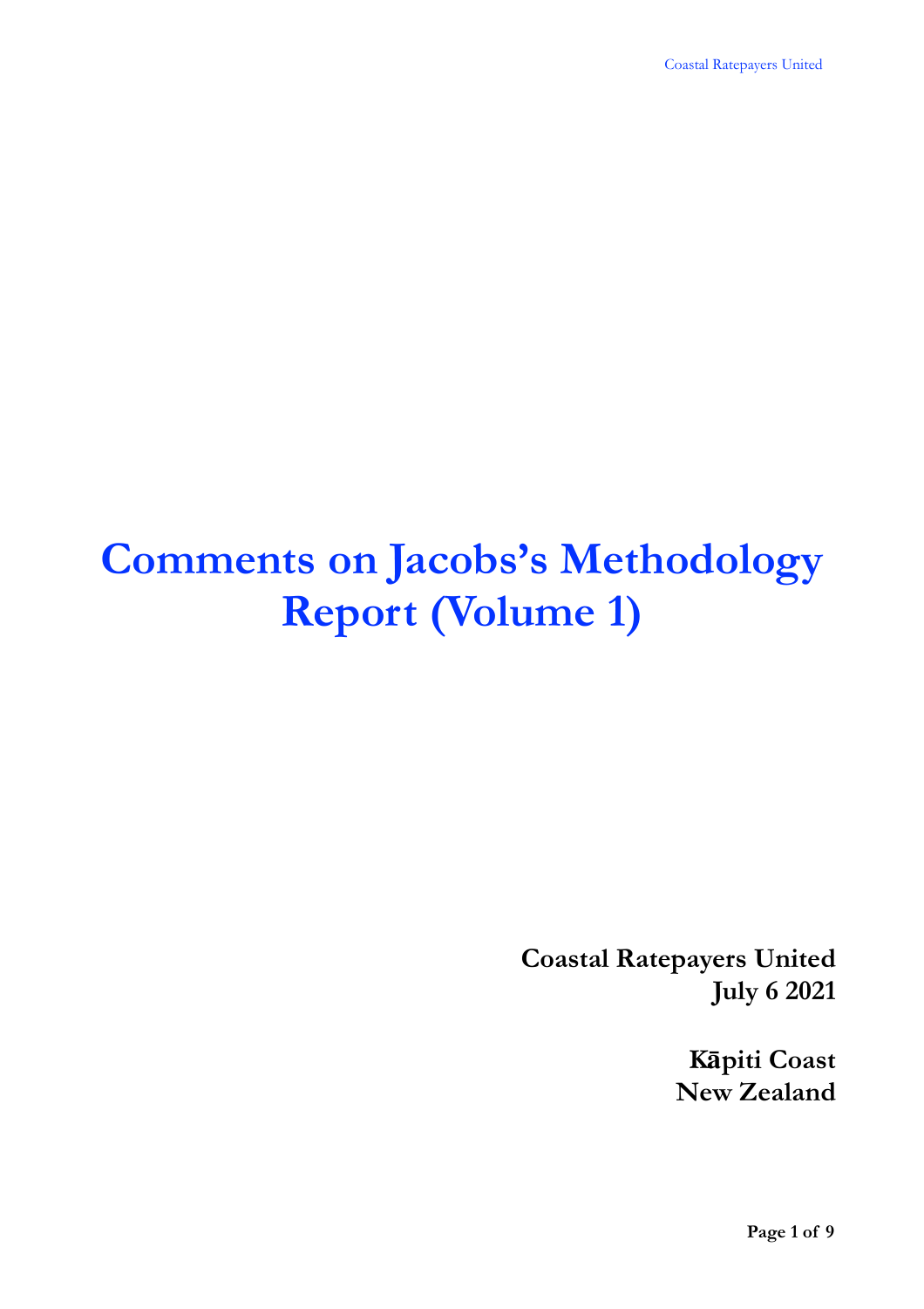# Comments on Jacobs's Methodology Report (Volume 1)

**Coastal Ratepayers United**
**July 6 2021**

**Kāpiti Coast**
**New Zealand**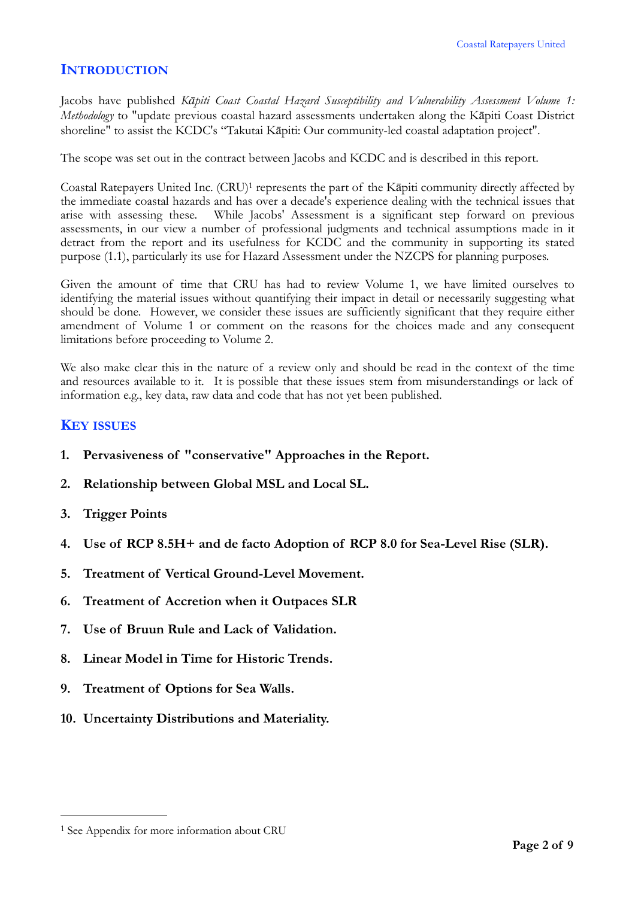## Introduction

Jacobs have published *Kāpiti Coast Coastal Hazard Susceptibility and Vulnerability Assessment Volume 1: Methodology* to "update previous coastal hazard assessments undertaken along the Kāpiti Coast District shoreline" to assist the KCDC's "Takutai Kāpiti: Our community-led coastal adaptation project".

The scope was set out in the contract between Jacobs and KCDC and is described in this report.

Coastal Ratepayers United Inc. (CRU)[1] represents the part of the Kāpiti community directly affected by the immediate coastal hazards and has over a decade's experience dealing with the technical issues that arise with assessing these. While Jacobs' Assessment is a significant step forward on previous assessments, in our view a number of professional judgments and technical assumptions made in it detract from the report and its usefulness for KCDC and the community in supporting its stated purpose (1.1), particularly its use for Hazard Assessment under the NZCPS for planning purposes.

Given the amount of time that CRU has had to review Volume 1, we have limited ourselves to identifying the material issues without quantifying their impact in detail or necessarily suggesting what should be done. However, we consider these issues are sufficiently significant that they require either amendment of Volume 1 or comment on the reasons for the choices made and any consequent limitations before proceeding to Volume 2.

We also make clear this in the nature of a review only and should be read in the context of the time and resources available to it. It is possible that these issues stem from misunderstandings or lack of information e.g., key data, raw data and code that has not yet been published.

## Key issues

1. **Pervasiveness of "conservative" Approaches in the Report.**
2. **Relationship between Global MSL and Local SL.**
3. **Trigger Points**
4. **Use of RCP 8.5H+ and de facto Adoption of RCP 8.0 for Sea-Level Rise (SLR).**
5. **Treatment of Vertical Ground-Level Movement.**
6. **Treatment of Accretion when it Outpaces SLR**
7. **Use of Bruun Rule and Lack of Validation.**
8. **Linear Model in Time for Historic Trends.**
9. **Treatment of Options for Sea Walls.**
10. **Uncertainty Distributions and Materiality.**

---

[1] See Appendix for more information about CRU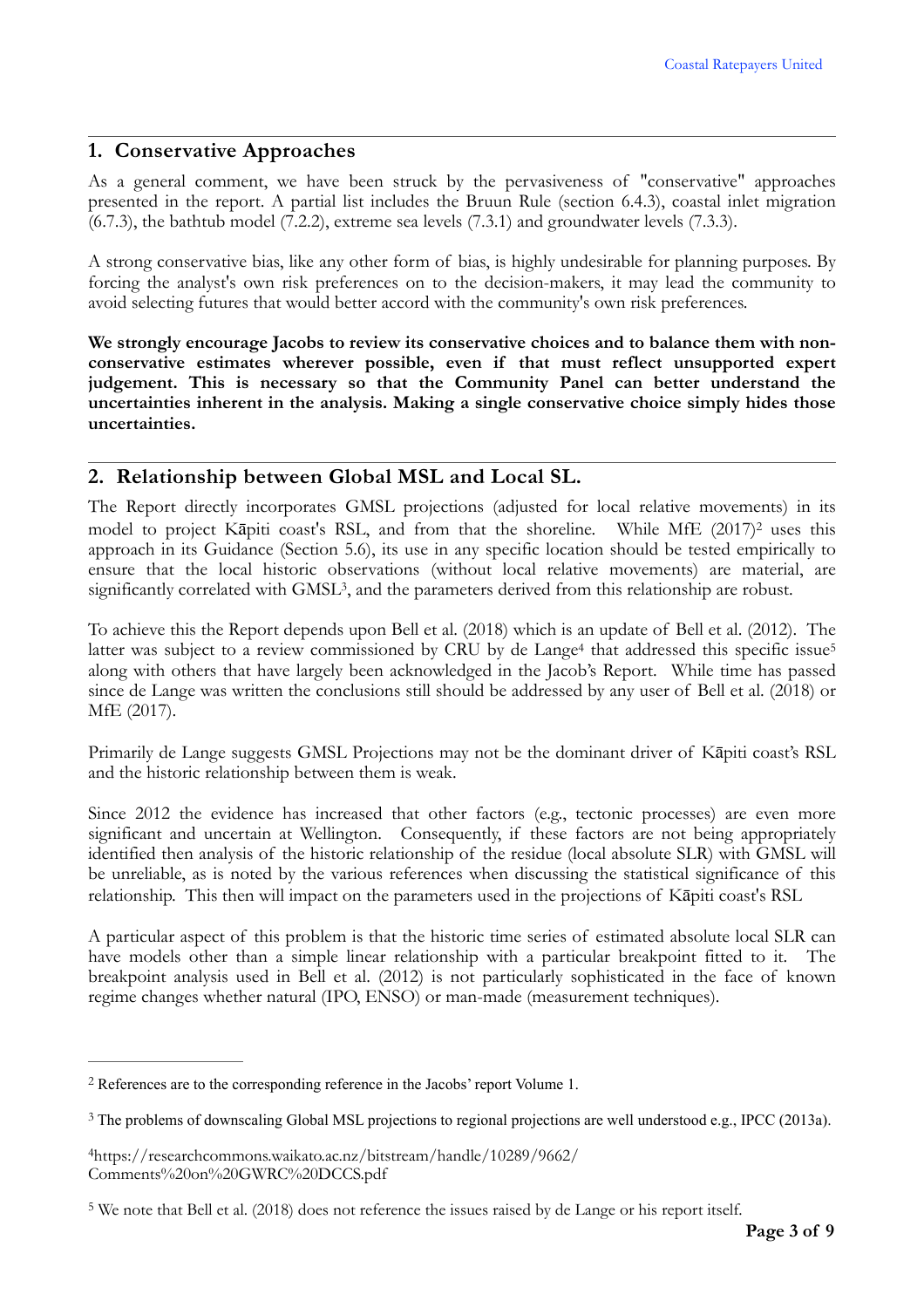## 1. Conservative Approaches

As a general comment, we have been struck by the pervasiveness of "conservative" approaches presented in the report. A partial list includes the Bruun Rule (section 6.4.3), coastal inlet migration (6.7.3), the bathtub model (7.2.2), extreme sea levels (7.3.1) and groundwater levels (7.3.3).

A strong conservative bias, like any other form of bias, is highly undesirable for planning purposes. By forcing the analyst's own risk preferences on to the decision-makers, it may lead the community to avoid selecting futures that would better accord with the community's own risk preferences.

**We strongly encourage Jacobs to review its conservative choices and to balance them with non-conservative estimates wherever possible, even if that must reflect unsupported expert judgement. This is necessary so that the Community Panel can better understand the uncertainties inherent in the analysis. Making a single conservative choice simply hides those uncertainties.**

## 2. Relationship between Global MSL and Local SL.

The Report directly incorporates GMSL projections (adjusted for local relative movements) in its model to project Kāpiti coast's RSL, and from that the shoreline. While MfE (2017)[2] uses this approach in its Guidance (Section 5.6), its use in any specific location should be tested empirically to ensure that the local historic observations (without local relative movements) are material, are significantly correlated with GMSL[3], and the parameters derived from this relationship are robust.

To achieve this the Report depends upon Bell et al. (2018) which is an update of Bell et al. (2012). The latter was subject to a review commissioned by CRU by de Lange[4] that addressed this specific issue[5] along with others that have largely been acknowledged in the Jacob's Report. While time has passed since de Lange was written the conclusions still should be addressed by any user of Bell et al. (2018) or MfE (2017).

Primarily de Lange suggests GMSL Projections may not be the dominant driver of Kāpiti coast's RSL and the historic relationship between them is weak.

Since 2012 the evidence has increased that other factors (e.g., tectonic processes) are even more significant and uncertain at Wellington. Consequently, if these factors are not being appropriately identified then analysis of the historic relationship of the residue (local absolute SLR) with GMSL will be unreliable, as is noted by the various references when discussing the statistical significance of this relationship. This then will impact on the parameters used in the projections of Kāpiti coast's RSL

A particular aspect of this problem is that the historic time series of estimated absolute local SLR can have models other than a simple linear relationship with a particular breakpoint fitted to it. The breakpoint analysis used in Bell et al. (2012) is not particularly sophisticated in the face of known regime changes whether natural (IPO, ENSO) or man-made (measurement techniques).

---

[2] References are to the corresponding reference in the Jacobs' report Volume 1.

[3] The problems of downscaling Global MSL projections to regional projections are well understood e.g., IPCC (2013a).

[4] https://researchcommons.waikato.ac.nz/bitstream/handle/10289/9662/Comments%20on%20GWRC%20DCCS.pdf

[5] We note that Bell et al. (2018) does not reference the issues raised by de Lange or his report itself.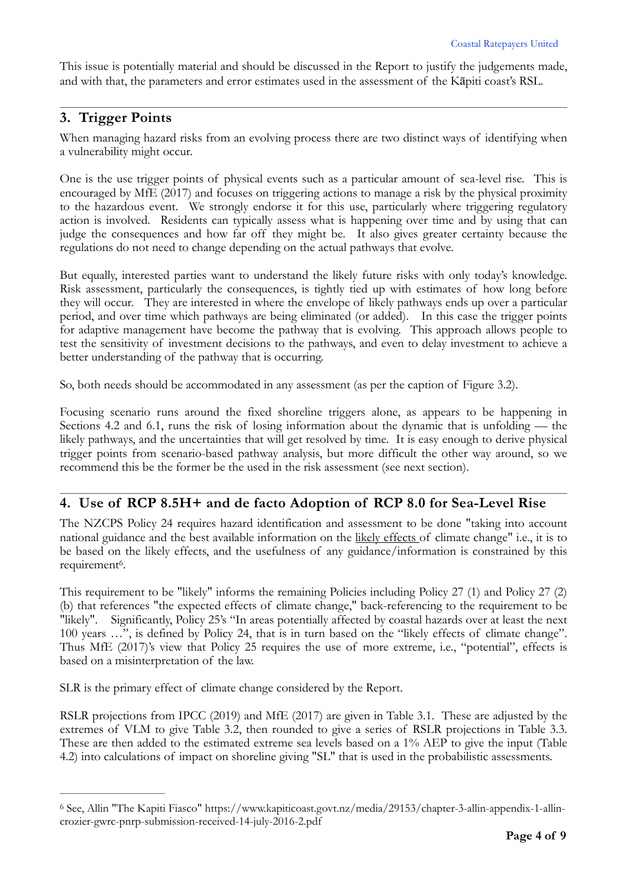This issue is potentially material and should be discussed in the Report to justify the judgements made, and with that, the parameters and error estimates used in the assessment of the Kāpiti coast's RSL.

---

## 3. Trigger Points

When managing hazard risks from an evolving process there are two distinct ways of identifying when a vulnerability might occur.

One is the use trigger points of physical events such as a particular amount of sea-level rise. This is encouraged by MfE (2017) and focuses on triggering actions to manage a risk by the physical proximity to the hazardous event. We strongly endorse it for this use, particularly where triggering regulatory action is involved. Residents can typically assess what is happening over time and by using that can judge the consequences and how far off they might be. It also gives greater certainty because the regulations do not need to change depending on the actual pathways that evolve.

But equally, interested parties want to understand the likely future risks with only today's knowledge. Risk assessment, particularly the consequences, is tightly tied up with estimates of how long before they will occur. They are interested in where the envelope of likely pathways ends up over a particular period, and over time which pathways are being eliminated (or added). In this case the trigger points for adaptive management have become the pathway that is evolving. This approach allows people to test the sensitivity of investment decisions to the pathways, and even to delay investment to achieve a better understanding of the pathway that is occurring.

So, both needs should be accommodated in any assessment (as per the caption of Figure 3.2).

Focusing scenario runs around the fixed shoreline triggers alone, as appears to be happening in Sections 4.2 and 6.1, runs the risk of losing information about the dynamic that is unfolding — the likely pathways, and the uncertainties that will get resolved by time. It is easy enough to derive physical trigger points from scenario-based pathway analysis, but more difficult the other way around, so we recommend this be the former be the used in the risk assessment (see next section).

---

## 4. Use of RCP 8.5H+ and de facto Adoption of RCP 8.0 for Sea-Level Rise

The NZCPS Policy 24 requires hazard identification and assessment to be done "taking into account national guidance and the best available information on the likely effects of climate change" i.e., it is to be based on the likely effects, and the usefulness of any guidance/information is constrained by this requirement[6].

This requirement to be "likely" informs the remaining Policies including Policy 27 (1) and Policy 27 (2) (b) that references "the expected effects of climate change," back-referencing to the requirement to be "likely". Significantly, Policy 25's "In areas potentially affected by coastal hazards over at least the next 100 years …", is defined by Policy 24, that is in turn based on the "likely effects of climate change". Thus MfE (2017)'s view that Policy 25 requires the use of more extreme, i.e., "potential", effects is based on a misinterpretation of the law.

SLR is the primary effect of climate change considered by the Report.

RSLR projections from IPCC (2019) and MfE (2017) are given in Table 3.1. These are adjusted by the extremes of VLM to give Table 3.2, then rounded to give a series of RSLR projections in Table 3.3. These are then added to the estimated extreme sea levels based on a 1% AEP to give the input (Table 4.2) into calculations of impact on shoreline giving "SL" that is used in the probabilistic assessments.

---

[6] See, Allin "The Kapiti Fiasco" https://www.kapiticoast.govt.nz/media/29153/chapter-3-allin-appendix-1-allin-crozier-gwrc-pnrp-submission-received-14-july-2016-2.pdf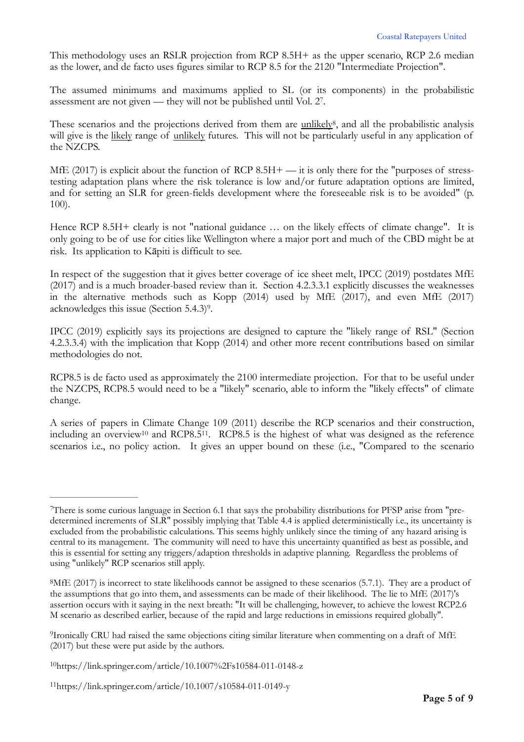This methodology uses an RSLR projection from RCP 8.5H+ as the upper scenario, RCP 2.6 median as the lower, and de facto uses figures similar to RCP 8.5 for the 2120 "Intermediate Projection".

The assumed minimums and maximums applied to SL (or its components) in the probabilistic assessment are not given — they will not be published until Vol. 2[7].

These scenarios and the projections derived from them are <u>unlikely</u>[8], and all the probabilistic analysis will give is the <u>likely</u> range of <u>unlikely</u> futures. This will not be particularly useful in any application of the NZCPS.

MfE (2017) is explicit about the function of RCP 8.5H+ — it is only there for the "purposes of stress-testing adaptation plans where the risk tolerance is low and/or future adaptation options are limited, and for setting an SLR for green-fields development where the foreseeable risk is to be avoided" (p. 100).

Hence RCP 8.5H+ clearly is not "national guidance … on the likely effects of climate change". It is only going to be of use for cities like Wellington where a major port and much of the CBD might be at risk. Its application to Kāpiti is difficult to see.

In respect of the suggestion that it gives better coverage of ice sheet melt, IPCC (2019) postdates MfE (2017) and is a much broader-based review than it. Section 4.2.3.3.1 explicitly discusses the weaknesses in the alternative methods such as Kopp (2014) used by MfE (2017), and even MfE (2017) acknowledges this issue (Section 5.4.3)[9].

IPCC (2019) explicitly says its projections are designed to capture the "likely range of RSL" (Section 4.2.3.3.4) with the implication that Kopp (2014) and other more recent contributions based on similar methodologies do not.

RCP8.5 is de facto used as approximately the 2100 intermediate projection. For that to be useful under the NZCPS, RCP8.5 would need to be a "likely" scenario, able to inform the "likely effects" of climate change.

A series of papers in Climate Change 109 (2011) describe the RCP scenarios and their construction, including an overview[10] and RCP8.5[11]. RCP8.5 is the highest of what was designed as the reference scenarios i.e., no policy action. It gives an upper bound on these (i.e., "Compared to the scenario

---

[7]There is some curious language in Section 6.1 that says the probability distributions for PFSP arise from "pre-determined increments of SLR" possibly implying that Table 4.4 is applied deterministically i.e., its uncertainty is excluded from the probabilistic calculations. This seems highly unlikely since the timing of any hazard arising is central to its management. The community will need to have this uncertainty quantified as best as possible, and this is essential for setting any triggers/adaption thresholds in adaptive planning. Regardless the problems of using "unlikely" RCP scenarios still apply.

[8]MfE (2017) is incorrect to state likelihoods cannot be assigned to these scenarios (5.7.1). They are a product of the assumptions that go into them, and assessments can be made of their likelihood. The lie to MfE (2017)'s assertion occurs with it saying in the next breath: "It will be challenging, however, to achieve the lowest RCP2.6 M scenario as described earlier, because of the rapid and large reductions in emissions required globally".

[9]Ironically CRU had raised the same objections citing similar literature when commenting on a draft of MfE (2017) but these were put aside by the authors.

[10]https://link.springer.com/article/10.1007%2Fs10584-011-0148-z

[11]https://link.springer.com/article/10.1007/s10584-011-0149-y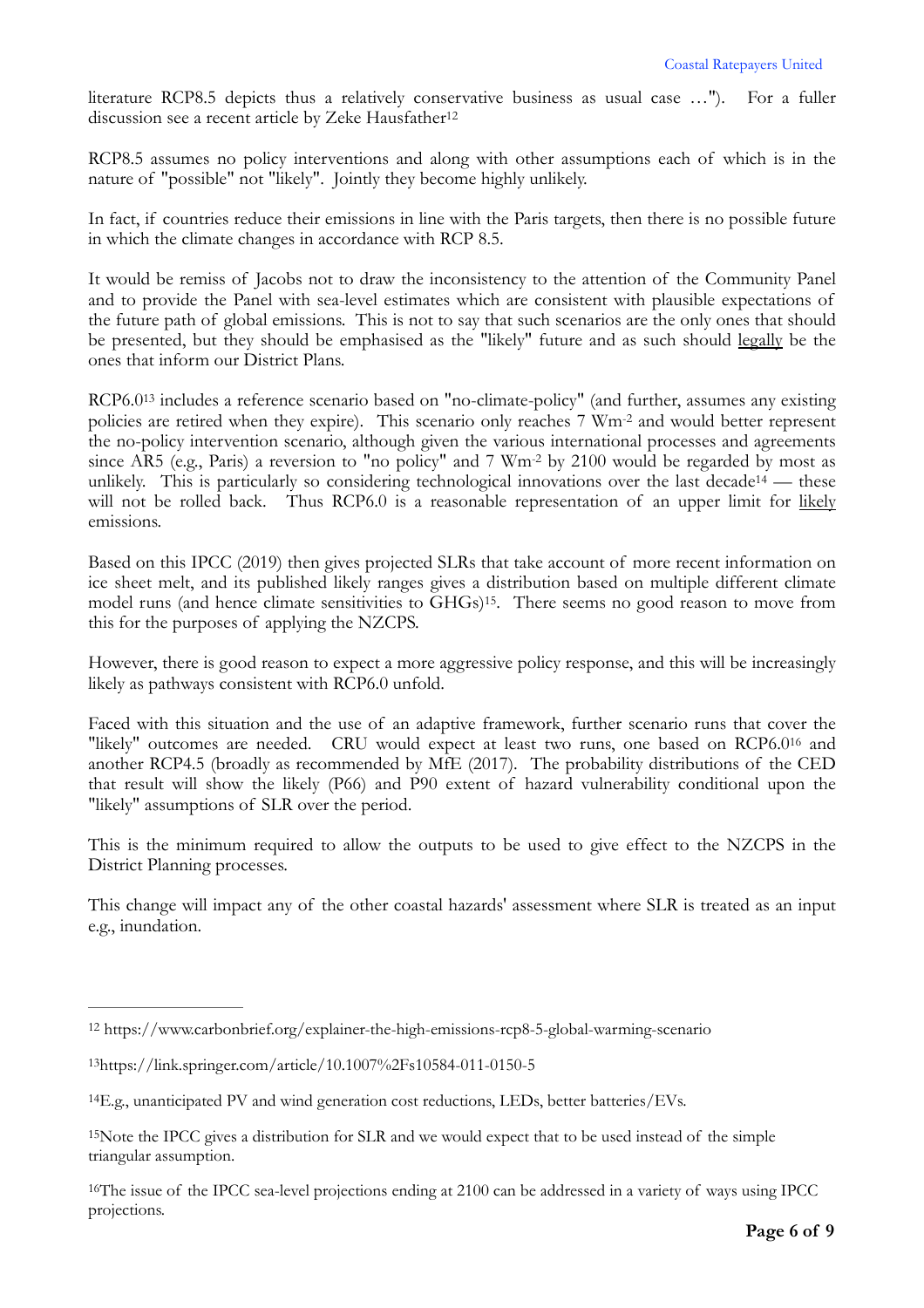literature RCP8.5 depicts thus a relatively conservative business as usual case …"). For a fuller discussion see a recent article by Zeke Hausfather[12]

RCP8.5 assumes no policy interventions and along with other assumptions each of which is in the nature of "possible" not "likely". Jointly they become highly unlikely.

In fact, if countries reduce their emissions in line with the Paris targets, then there is no possible future in which the climate changes in accordance with RCP 8.5.

It would be remiss of Jacobs not to draw the inconsistency to the attention of the Community Panel and to provide the Panel with sea-level estimates which are consistent with plausible expectations of the future path of global emissions. This is not to say that such scenarios are the only ones that should be presented, but they should be emphasised as the "likely" future and as such should <u>legally</u> be the ones that inform our District Plans.

RCP6.0[13] includes a reference scenario based on "no-climate-policy" (and further, assumes any existing policies are retired when they expire). This scenario only reaches 7 $Wm^{-2}$ and would better represent the no-policy intervention scenario, although given the various international processes and agreements since AR5 (e.g., Paris) a reversion to "no policy" and 7 $Wm^{-2}$ by 2100 would be regarded by most as unlikely. This is particularly so considering technological innovations over the last decade[14] — these will not be rolled back. Thus RCP6.0 is a reasonable representation of an upper limit for <u>likely</u> emissions.

Based on this IPCC (2019) then gives projected SLRs that take account of more recent information on ice sheet melt, and its published likely ranges gives a distribution based on multiple different climate model runs (and hence climate sensitivities to GHGs)[15]. There seems no good reason to move from this for the purposes of applying the NZCPS.

However, there is good reason to expect a more aggressive policy response, and this will be increasingly likely as pathways consistent with RCP6.0 unfold.

Faced with this situation and the use of an adaptive framework, further scenario runs that cover the "likely" outcomes are needed. CRU would expect at least two runs, one based on RCP6.0[16] and another RCP4.5 (broadly as recommended by MfE (2017). The probability distributions of the CED that result will show the likely (P66) and P90 extent of hazard vulnerability conditional upon the "likely" assumptions of SLR over the period.

This is the minimum required to allow the outputs to be used to give effect to the NZCPS in the District Planning processes.

This change will impact any of the other coastal hazards' assessment where SLR is treated as an input e.g., inundation.

---

[12] https://www.carbonbrief.org/explainer-the-high-emissions-rcp8-5-global-warming-scenario

[13] https://link.springer.com/article/10.1007%2Fs10584-011-0150-5

[14] E.g., unanticipated PV and wind generation cost reductions, LEDs, better batteries/EVs.

[15] Note the IPCC gives a distribution for SLR and we would expect that to be used instead of the simple triangular assumption.

[16] The issue of the IPCC sea-level projections ending at 2100 can be addressed in a variety of ways using IPCC projections.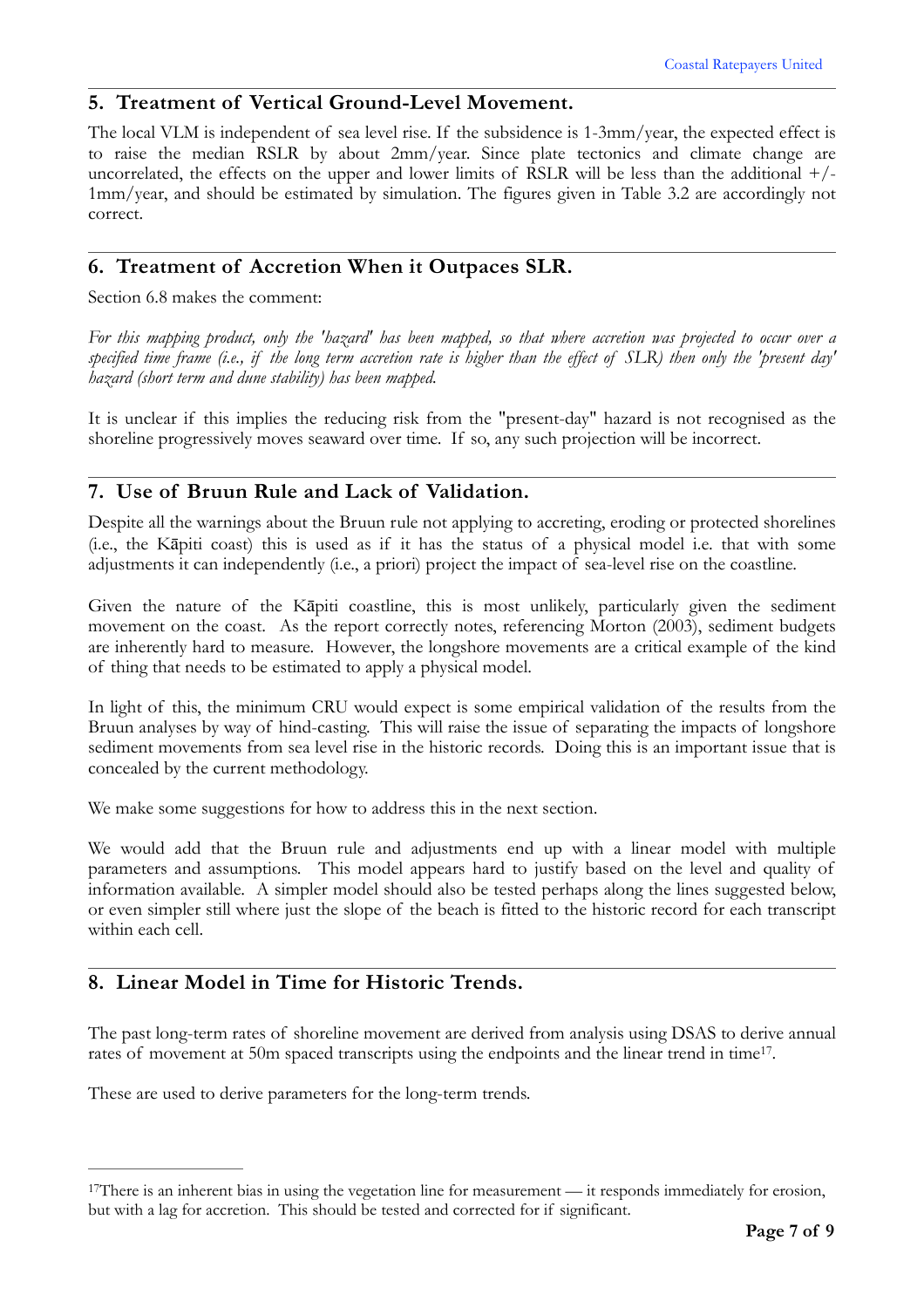## 5. Treatment of Vertical Ground-Level Movement.

The local VLM is independent of sea level rise. If the subsidence is 1-3mm/year, the expected effect is to raise the median RSLR by about 2mm/year. Since plate tectonics and climate change are uncorrelated, the effects on the upper and lower limits of RSLR will be less than the additional +/-1mm/year, and should be estimated by simulation. The figures given in Table 3.2 are accordingly not correct.

## 6. Treatment of Accretion When it Outpaces SLR.

Section 6.8 makes the comment:

*For this mapping product, only the 'hazard' has been mapped, so that where accretion was projected to occur over a specified time frame (i.e., if the long term accretion rate is higher than the effect of SLR) then only the 'present day' hazard (short term and dune stability) has been mapped.*

It is unclear if this implies the reducing risk from the "present-day" hazard is not recognised as the shoreline progressively moves seaward over time. If so, any such projection will be incorrect.

## 7. Use of Bruun Rule and Lack of Validation.

Despite all the warnings about the Bruun rule not applying to accreting, eroding or protected shorelines (i.e., the Kāpiti coast) this is used as if it has the status of a physical model i.e. that with some adjustments it can independently (i.e., a priori) project the impact of sea-level rise on the coastline.

Given the nature of the Kāpiti coastline, this is most unlikely, particularly given the sediment movement on the coast. As the report correctly notes, referencing Morton (2003), sediment budgets are inherently hard to measure. However, the longshore movements are a critical example of the kind of thing that needs to be estimated to apply a physical model.

In light of this, the minimum CRU would expect is some empirical validation of the results from the Bruun analyses by way of hind-casting. This will raise the issue of separating the impacts of longshore sediment movements from sea level rise in the historic records. Doing this is an important issue that is concealed by the current methodology.

We make some suggestions for how to address this in the next section.

We would add that the Bruun rule and adjustments end up with a linear model with multiple parameters and assumptions. This model appears hard to justify based on the level and quality of information available. A simpler model should also be tested perhaps along the lines suggested below, or even simpler still where just the slope of the beach is fitted to the historic record for each transcript within each cell.

## 8. Linear Model in Time for Historic Trends.

The past long-term rates of shoreline movement are derived from analysis using DSAS to derive annual rates of movement at 50m spaced transcripts using the endpoints and the linear trend in time[17].

These are used to derive parameters for the long-term trends.

---

[17] There is an inherent bias in using the vegetation line for measurement — it responds immediately for erosion, but with a lag for accretion. This should be tested and corrected for if significant.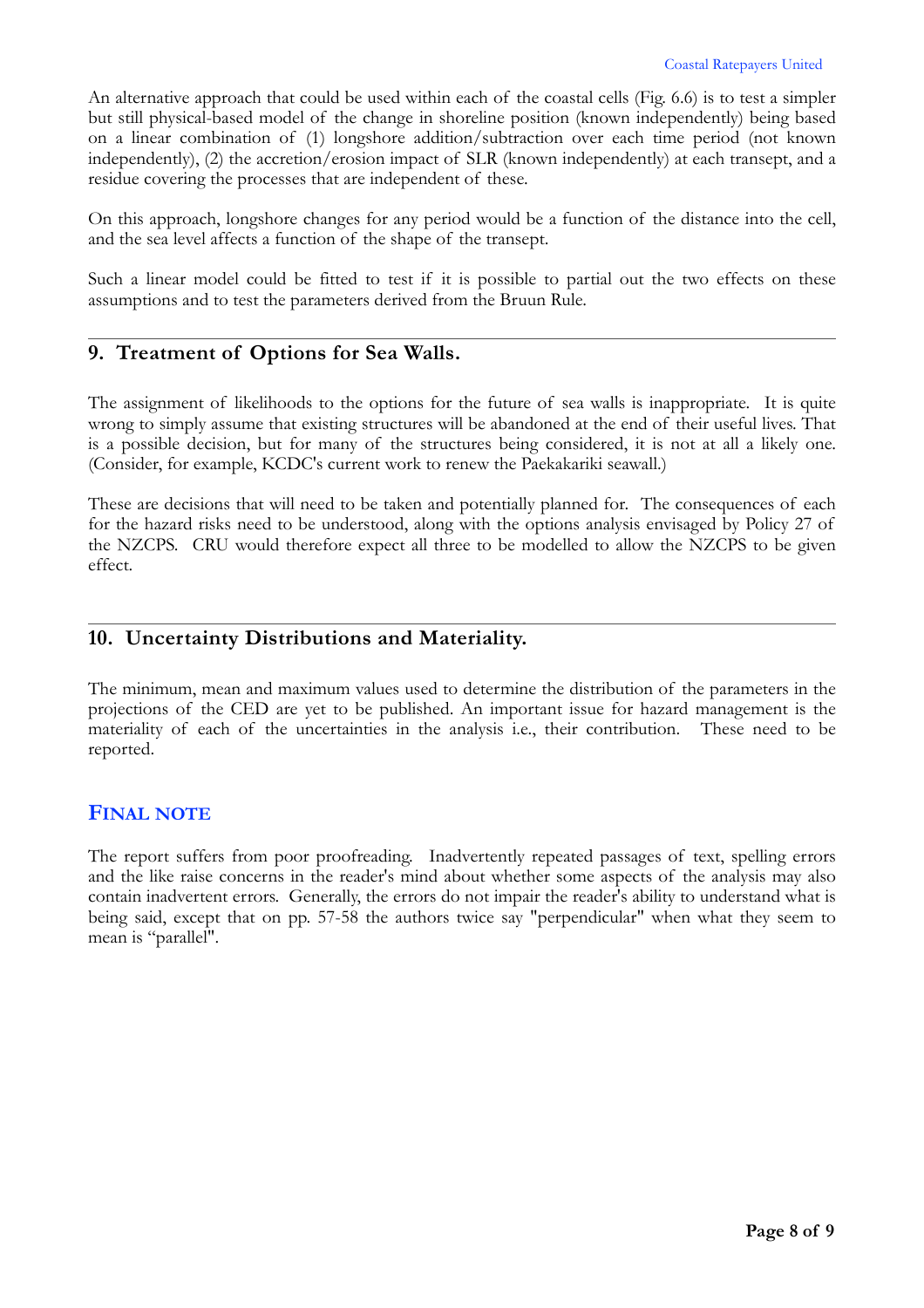An alternative approach that could be used within each of the coastal cells (Fig. 6.6) is to test a simpler but still physical-based model of the change in shoreline position (known independently) being based on a linear combination of (1) longshore addition/subtraction over each time period (not known independently), (2) the accretion/erosion impact of SLR (known independently) at each transept, and a residue covering the processes that are independent of these.

On this approach, longshore changes for any period would be a function of the distance into the cell, and the sea level affects a function of the shape of the transept.

Such a linear model could be fitted to test if it is possible to partial out the two effects on these assumptions and to test the parameters derived from the Bruun Rule.

## 9. Treatment of Options for Sea Walls.

The assignment of likelihoods to the options for the future of sea walls is inappropriate. It is quite wrong to simply assume that existing structures will be abandoned at the end of their useful lives. That is a possible decision, but for many of the structures being considered, it is not at all a likely one. (Consider, for example, KCDC's current work to renew the Paekakariki seawall.)

These are decisions that will need to be taken and potentially planned for. The consequences of each for the hazard risks need to be understood, along with the options analysis envisaged by Policy 27 of the NZCPS. CRU would therefore expect all three to be modelled to allow the NZCPS to be given effect.

## 10. Uncertainty Distributions and Materiality.

The minimum, mean and maximum values used to determine the distribution of the parameters in the projections of the CED are yet to be published. An important issue for hazard management is the materiality of each of the uncertainties in the analysis i.e., their contribution. These need to be reported.

## FINAL NOTE

The report suffers from poor proofreading. Inadvertently repeated passages of text, spelling errors and the like raise concerns in the reader's mind about whether some aspects of the analysis may also contain inadvertent errors. Generally, the errors do not impair the reader's ability to understand what is being said, except that on pp. 57-58 the authors twice say "perpendicular" when what they seem to mean is "parallel".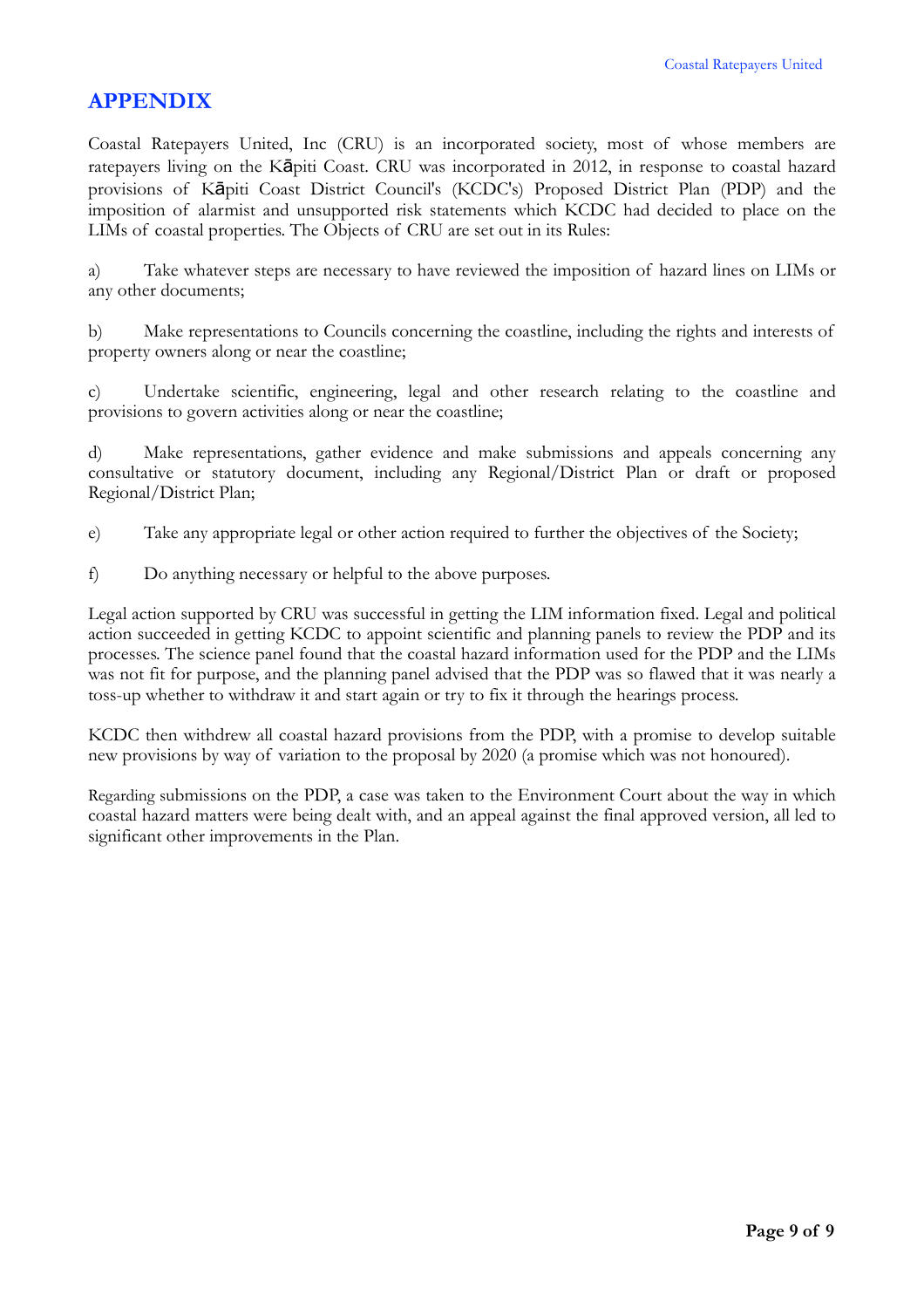# APPENDIX

Coastal Ratepayers United, Inc (CRU) is an incorporated society, most of whose members are ratepayers living on the Kāpiti Coast. CRU was incorporated in 2012, in response to coastal hazard provisions of Kāpiti Coast District Council's (KCDC's) Proposed District Plan (PDP) and the imposition of alarmist and unsupported risk statements which KCDC had decided to place on the LIMs of coastal properties. The Objects of CRU are set out in its Rules:

a) Take whatever steps are necessary to have reviewed the imposition of hazard lines on LIMs or any other documents;

b) Make representations to Councils concerning the coastline, including the rights and interests of property owners along or near the coastline;

c) Undertake scientific, engineering, legal and other research relating to the coastline and provisions to govern activities along or near the coastline;

d) Make representations, gather evidence and make submissions and appeals concerning any consultative or statutory document, including any Regional/District Plan or draft or proposed Regional/District Plan;

e) Take any appropriate legal or other action required to further the objectives of the Society;

f) Do anything necessary or helpful to the above purposes.

Legal action supported by CRU was successful in getting the LIM information fixed. Legal and political action succeeded in getting KCDC to appoint scientific and planning panels to review the PDP and its processes. The science panel found that the coastal hazard information used for the PDP and the LIMs was not fit for purpose, and the planning panel advised that the PDP was so flawed that it was nearly a toss-up whether to withdraw it and start again or try to fix it through the hearings process.

KCDC then withdrew all coastal hazard provisions from the PDP, with a promise to develop suitable new provisions by way of variation to the proposal by 2020 (a promise which was not honoured).

Regarding submissions on the PDP, a case was taken to the Environment Court about the way in which coastal hazard matters were being dealt with, and an appeal against the final approved version, all led to significant other improvements in the Plan.